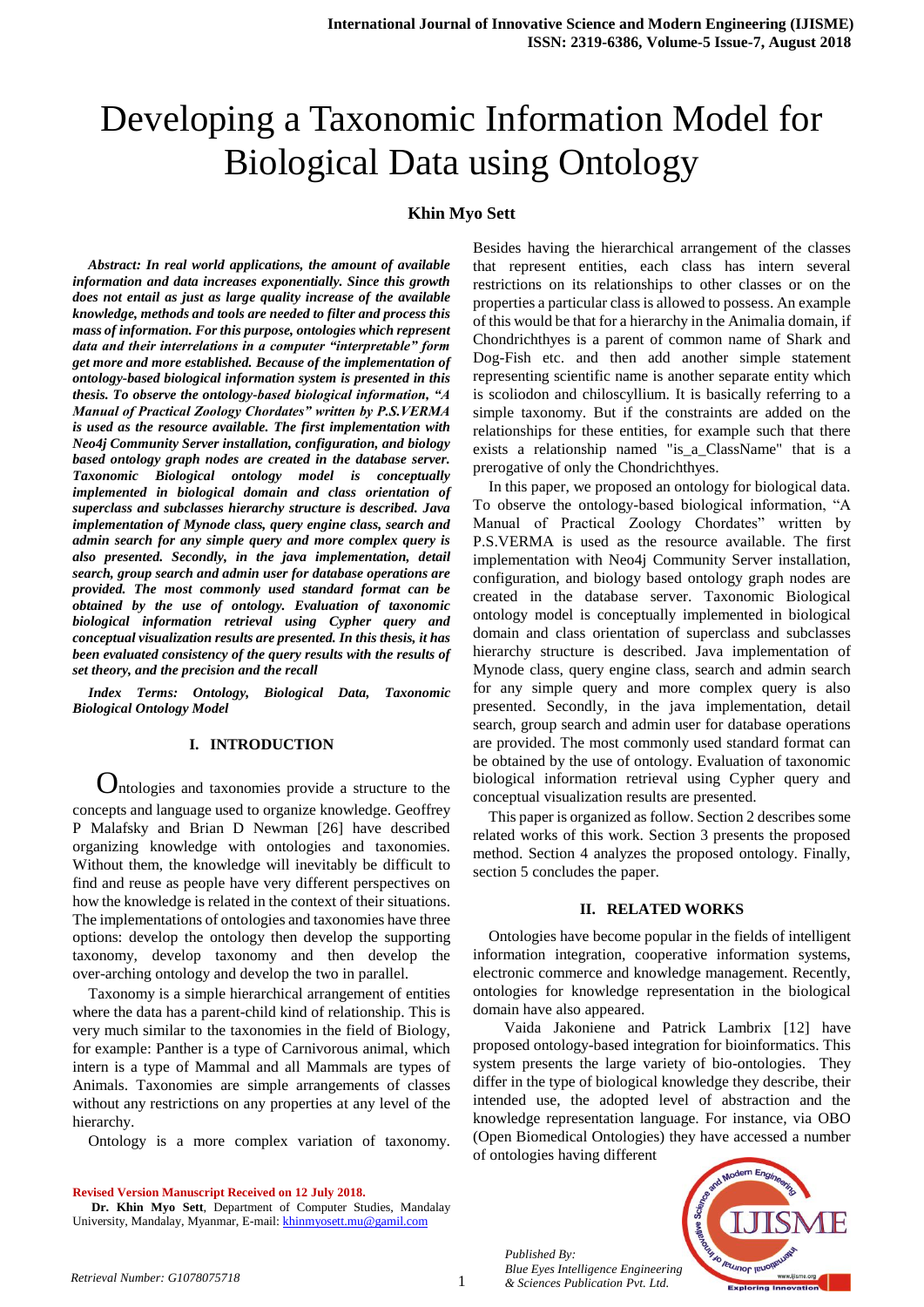# Developing a Taxonomic Information Model for Biological Data using Ontology

**Khin Myo Sett**

***Abstract: In real world applications, the amount of available information and data increases exponentially. Since this growth does not entail as just as large quality increase of the available knowledge, methods and tools are needed to filter and process this mass of information. For this purpose, ontologies which represent data and their interrelations in a computer "interpretable" form get more and more established. Because of the implementation of ontology-based biological information system is presented in this thesis. To observe the ontology-based biological information, "A Manual of Practical Zoology Chordates" written by P.S.VERMA is used as the resource available. The first implementation with Neo4j Community Server installation, configuration, and biology based ontology graph nodes are created in the database server. Taxonomic Biological ontology model is conceptually implemented in biological domain and class orientation of superclass and subclasses hierarchy structure is described. Java implementation of Mynode class, query engine class, search and admin search for any simple query and more complex query is also presented. Secondly, in the java implementation, detail search, group search and admin user for database operations are provided. The most commonly used standard format can be obtained by the use of ontology. Evaluation of taxonomic biological information retrieval using Cypher query and conceptual visualization results are presented. In this thesis, it has been evaluated consistency of the query results with the results of set theory, and the precision and the recall***

***Index Terms: Ontology, Biological Data, Taxonomic Biological Ontology Model***

## I. INTRODUCTION

Ontologies and taxonomies provide a structure to the concepts and language used to organize knowledge. Geoffrey P Malafsky and Brian D Newman [26] have described organizing knowledge with ontologies and taxonomies. Without them, the knowledge will inevitably be difficult to find and reuse as people have very different perspectives on how the knowledge is related in the context of their situations. The implementations of ontologies and taxonomies have three options: develop the ontology then develop the supporting taxonomy, develop taxonomy and then develop the over-arching ontology and develop the two in parallel.

Taxonomy is a simple hierarchical arrangement of entities where the data has a parent-child kind of relationship. This is very much similar to the taxonomies in the field of Biology, for example: Panther is a type of Carnivorous animal, which intern is a type of Mammal and all Mammals are types of Animals. Taxonomies are simple arrangements of classes without any restrictions on any properties at any level of the hierarchy.

Ontology is a more complex variation of taxonomy. Besides having the hierarchical arrangement of the classes that represent entities, each class has intern several restrictions on its relationships to other classes or on the properties a particular class is allowed to possess. An example of this would be that for a hierarchy in the Animalia domain, if Chondrichthyes is a parent of common name of Shark and Dog-Fish etc. and then add another simple statement representing scientific name is another separate entity which is scoliodon and chiloscyllium. It is basically referring to a simple taxonomy. But if the constraints are added on the relationships for these entities, for example such that there exists a relationship named "is_a_ClassName" that is a prerogative of only the Chondrichthyes.

In this paper, we proposed an ontology for biological data. To observe the ontology-based biological information, "A Manual of Practical Zoology Chordates" written by P.S.VERMA is used as the resource available. The first implementation with Neo4j Community Server installation, configuration, and biology based ontology graph nodes are created in the database server. Taxonomic Biological ontology model is conceptually implemented in biological domain and class orientation of superclass and subclasses hierarchy structure is described. Java implementation of Mynode class, query engine class, search and admin search for any simple query and more complex query is also presented. Secondly, in the java implementation, detail search, group search and admin user for database operations are provided. The most commonly used standard format can be obtained by the use of ontology. Evaluation of taxonomic biological information retrieval using Cypher query and conceptual visualization results are presented.

This paper is organized as follow. Section 2 describes some related works of this work. Section 3 presents the proposed method. Section 4 analyzes the proposed ontology. Finally, section 5 concludes the paper.

## II. RELATED WORKS

Ontologies have become popular in the fields of intelligent information integration, cooperative information systems, electronic commerce and knowledge management. Recently, ontologies for knowledge representation in the biological domain have also appeared.

Vaida Jakoniene and Patrick Lambrix [12] have proposed ontology-based integration for bioinformatics. This system presents the large variety of bio-ontologies. They differ in the type of biological knowledge they describe, their intended use, the adopted level of abstraction and the knowledge representation language. For instance, via OBO (Open Biomedical Ontologies) they have accessed a number of ontologies having different

**Revised Version Manuscript Received on 12 July 2018.**

**Dr. Khin Myo Sett**, Department of Computer Studies, Mandalay University, Mandalay, Myanmar, E-mail: khinmyosett.mu@gamil.com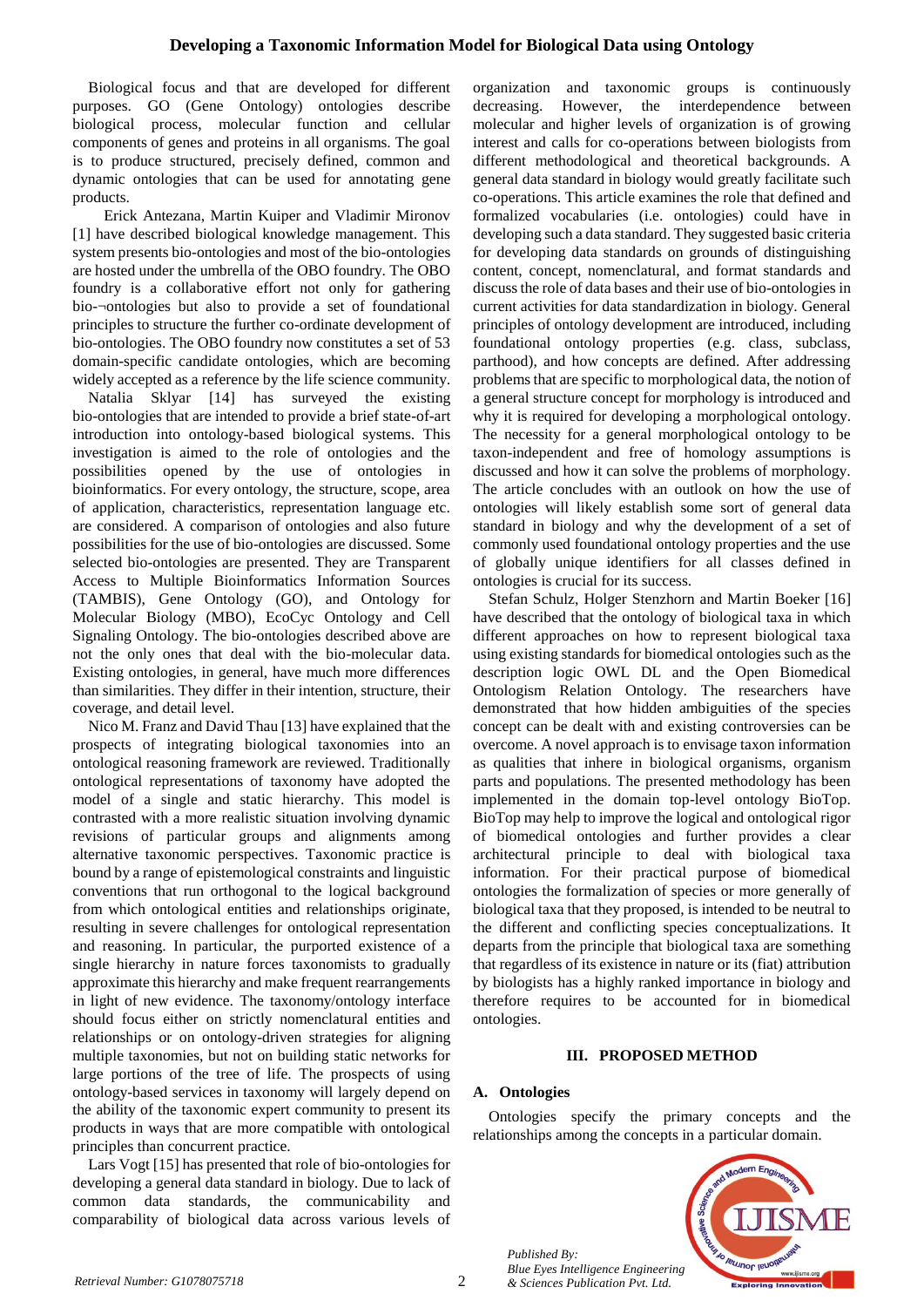Biological focus and that are developed for different purposes. GO (Gene Ontology) ontologies describe biological process, molecular function and cellular components of genes and proteins in all organisms. The goal is to produce structured, precisely defined, common and dynamic ontologies that can be used for annotating gene products.

Erick Antezana, Martin Kuiper and Vladimir Mironov [1] have described biological knowledge management. This system presents bio-ontologies and most of the bio-ontologies are hosted under the umbrella of the OBO foundry. The OBO foundry is a collaborative effort not only for gathering bio-¬ontologies but also to provide a set of foundational principles to structure the further co-ordinate development of bio-ontologies. The OBO foundry now constitutes a set of 53 domain-specific candidate ontologies, which are becoming widely accepted as a reference by the life science community.

Natalia Sklyar [14] has surveyed the existing bio-ontologies that are intended to provide a brief state-of-art introduction into ontology-based biological systems. This investigation is aimed to the role of ontologies and the possibilities opened by the use of ontologies in bioinformatics. For every ontology, the structure, scope, area of application, characteristics, representation language etc. are considered. A comparison of ontologies and also future possibilities for the use of bio-ontologies are discussed. Some selected bio-ontologies are presented. They are Transparent Access to Multiple Bioinformatics Information Sources (TAMBIS), Gene Ontology (GO), and Ontology for Molecular Biology (MBO), EcoCyc Ontology and Cell Signaling Ontology. The bio-ontologies described above are not the only ones that deal with the bio-molecular data. Existing ontologies, in general, have much more differences than similarities. They differ in their intention, structure, their coverage, and detail level.

Nico M. Franz and David Thau [13] have explained that the prospects of integrating biological taxonomies into an ontological reasoning framework are reviewed. Traditionally ontological representations of taxonomy have adopted the model of a single and static hierarchy. This model is contrasted with a more realistic situation involving dynamic revisions of particular groups and alignments among alternative taxonomic perspectives. Taxonomic practice is bound by a range of epistemological constraints and linguistic conventions that run orthogonal to the logical background from which ontological entities and relationships originate, resulting in severe challenges for ontological representation and reasoning. In particular, the purported existence of a single hierarchy in nature forces taxonomists to gradually approximate this hierarchy and make frequent rearrangements in light of new evidence. The taxonomy/ontology interface should focus either on strictly nomenclatural entities and relationships or on ontology-driven strategies for aligning multiple taxonomies, but not on building static networks for large portions of the tree of life. The prospects of using ontology-based services in taxonomy will largely depend on the ability of the taxonomic expert community to present its products in ways that are more compatible with ontological principles than concurrent practice.

Lars Vogt [15] has presented that role of bio-ontologies for developing a general data standard in biology. Due to lack of common data standards, the communicability and comparability of biological data across various levels of organization and taxonomic groups is continuously decreasing. However, the interdependence between molecular and higher levels of organization is of growing interest and calls for co-operations between biologists from different methodological and theoretical backgrounds. A general data standard in biology would greatly facilitate such co-operations. This article examines the role that defined and formalized vocabularies (i.e. ontologies) could have in developing such a data standard. They suggested basic criteria for developing data standards on grounds of distinguishing content, concept, nomenclatural, and format standards and discuss the role of data bases and their use of bio-ontologies in current activities for data standardization in biology. General principles of ontology development are introduced, including foundational ontology properties (e.g. class, subclass, parthood), and how concepts are defined. After addressing problems that are specific to morphological data, the notion of a general structure concept for morphology is introduced and why it is required for developing a morphological ontology. The necessity for a general morphological ontology to be taxon-independent and free of homology assumptions is discussed and how it can solve the problems of morphology. The article concludes with an outlook on how the use of ontologies will likely establish some sort of general data standard in biology and why the development of a set of commonly used foundational ontology properties and the use of globally unique identifiers for all classes defined in ontologies is crucial for its success.

Stefan Schulz, Holger Stenzhorn and Martin Boeker [16] have described that the ontology of biological taxa in which different approaches on how to represent biological taxa using existing standards for biomedical ontologies such as the description logic OWL DL and the Open Biomedical Ontologism Relation Ontology. The researchers have demonstrated that how hidden ambiguities of the species concept can be dealt with and existing controversies can be overcome. A novel approach is to envisage taxon information as qualities that inhere in biological organisms, organism parts and populations. The presented methodology has been implemented in the domain top-level ontology BioTop. BioTop may help to improve the logical and ontological rigor of biomedical ontologies and further provides a clear architectural principle to deal with biological taxa information. For their practical purpose of biomedical ontologies the formalization of species or more generally of biological taxa that they proposed, is intended to be neutral to the different and conflicting species conceptualizations. It departs from the principle that biological taxa are something that regardless of its existence in nature or its (fiat) attribution by biologists has a highly ranked importance in biology and therefore requires to be accounted for in biomedical ontologies.

## III. PROPOSED METHOD

### A. Ontologies

Ontologies specify the primary concepts and the relationships among the concepts in a particular domain.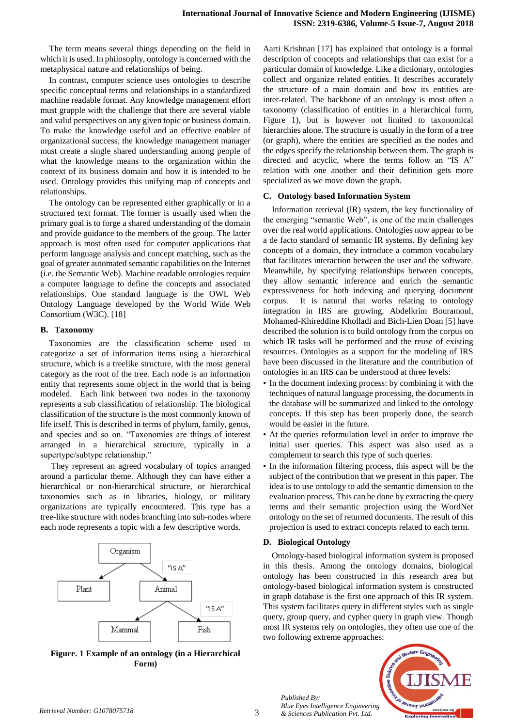The term means several things depending on the field in which it is used. In philosophy, ontology is concerned with the metaphysical nature and relationships of being.

In contrast, computer science uses ontologies to describe specific conceptual terms and relationships in a standardized machine readable format. Any knowledge management effort must grapple with the challenge that there are several viable and valid perspectives on any given topic or business domain. To make the knowledge useful and an effective enabler of organizational success, the knowledge management manager must create a single shared understanding among people of what the knowledge means to the organization within the context of its business domain and how it is intended to be used. Ontology provides this unifying map of concepts and relationships.

The ontology can be represented either graphically or in a structured text format. The former is usually used when the primary goal is to forge a shared understanding of the domain and provide guidance to the members of the group. The latter approach is most often used for computer applications that perform language analysis and concept matching, such as the goal of greater automated semantic capabilities on the Internet (i.e. the Semantic Web). Machine readable ontologies require a computer language to define the concepts and associated relationships. One standard language is the OWL Web Ontology Language developed by the World Wide Web Consortium (W3C). [18]

### B. Taxonomy

Taxonomies are the classification scheme used to categorize a set of information items using a hierarchical structure, which is a treelike structure, with the most general category as the root of the tree. Each node is an information entity that represents some object in the world that is being modeled. Each link between two nodes in the taxonomy represents a sub classification of relationship. The biological classification of the structure is the most commonly known of life itself. This is described in terms of phylum, family, genus, and species and so on. "Taxonomies are things of interest arranged in a hierarchical structure, typically in a supertype/subtype relationship."

They represent an agreed vocabulary of topics arranged around a particular theme. Although they can have either a hierarchical or non-hierarchical structure, or hierarchical taxonomies such as in libraries, biology, or military organizations are typically encountered. This type has a tree-like structure with nodes branching into sub-nodes where each node represents a topic with a few descriptive words.

Organism → "IS A" → Plant, Animal; Animal → "IS A" → Mammal, Fish

**Figure. 1 Example of an ontology (in a Hierarchical Form)**

Aarti Krishnan [17] has explained that ontology is a formal description of concepts and relationships that can exist for a particular domain of knowledge. Like a dictionary, ontologies collect and organize related entities. It describes accurately the structure of a main domain and how its entities are inter-related. The backbone of an ontology is most often a taxonomy (classification of entities in a hierarchical form, Figure 1), but is however not limited to taxonomical hierarchies alone. The structure is usually in the form of a tree (or graph), where the entities are specified as the nodes and the edges specify the relationship between them. The graph is directed and acyclic, where the terms follow an "IS A" relation with one another and their definition gets more specialized as we move down the graph.

### C. Ontology based Information System

Information retrieval (IR) system, the key functionality of the emerging "semantic Web", is one of the main challenges over the real world applications. Ontologies now appear to be a de facto standard of semantic IR systems. By defining key concepts of a domain, they introduce a common vocabulary that facilitates interaction between the user and the software. Meanwhile, by specifying relationships between concepts, they allow semantic inference and enrich the semantic expressiveness for both indexing and querying document corpus. It is natural that works relating to ontology integration in IRS are growing. Abdelkrim Bouramoul, Mohamed-Khireddine Kholladi and Bich-Lien Doan [5] have described the solution is to build ontology from the corpus on which IR tasks will be performed and the reuse of existing resources. Ontologies as a support for the modeling of IRS have been discussed in the literature and the contribution of ontologies in an IRS can be understood at three levels:

- In the document indexing process: by combining it with the techniques of natural language processing, the documents in the database will be summarized and linked to the ontology concepts. If this step has been properly done, the search would be easier in the future.
- At the queries reformulation level in order to improve the initial user queries. This aspect was also used as a complement to search this type of such queries.
- In the information filtering process, this aspect will be the subject of the contribution that we present in this paper. The idea is to use ontology to add the semantic dimension to the evaluation process. This can be done by extracting the query terms and their semantic projection using the WordNet ontology on the set of returned documents. The result of this projection is used to extract concepts related to each term.

### D. Biological Ontology

Ontology-based biological information system is proposed in this thesis. Among the ontology domains, biological ontology has been constructed in this research area but ontology-based biological information system is constructed in graph database is the first one approach of this IR system. This system facilitates query in different styles such as single query, group query, and cypher query in graph view. Though most IR systems rely on ontologies, they often use one of the two following extreme approaches: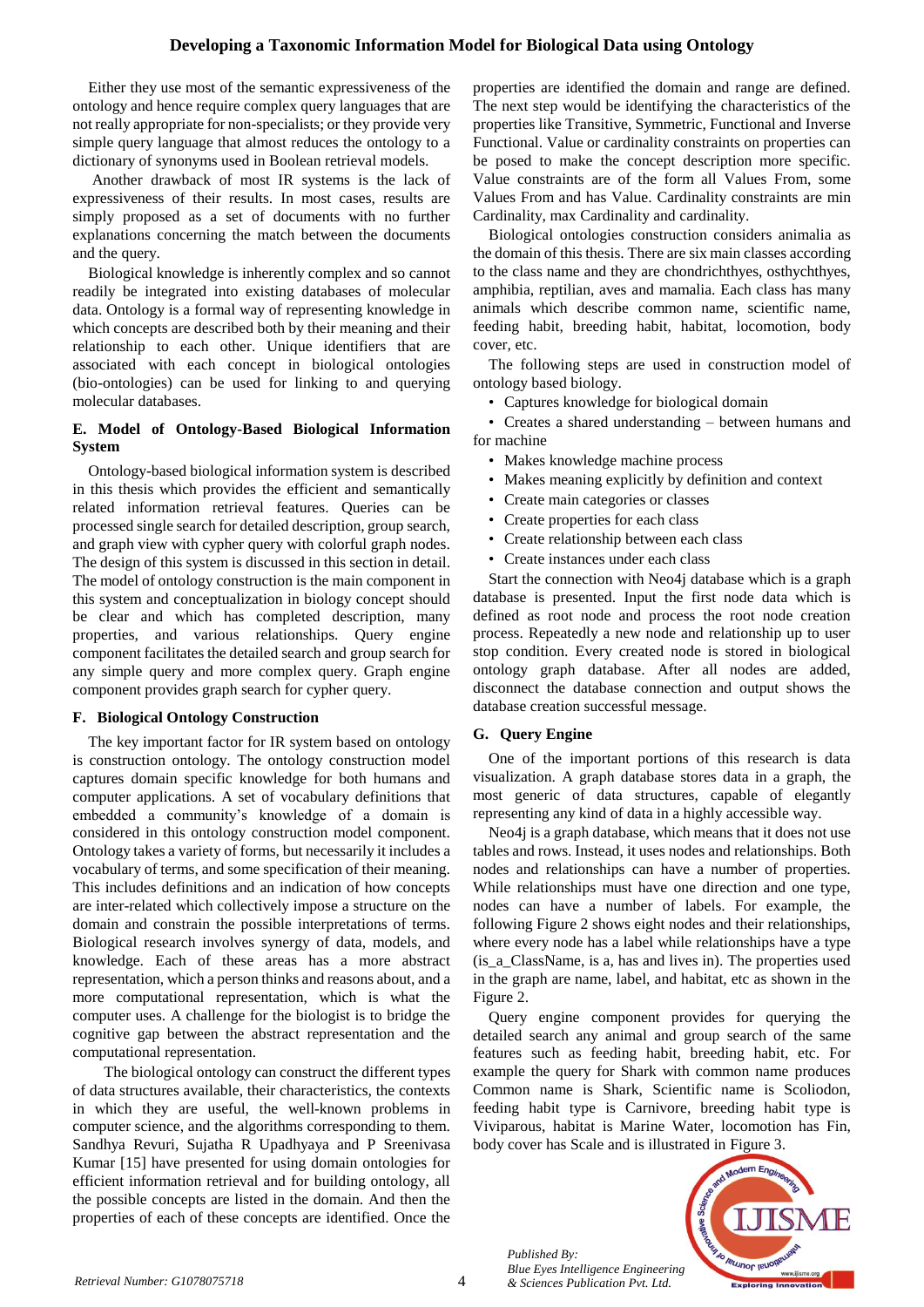Either they use most of the semantic expressiveness of the ontology and hence require complex query languages that are not really appropriate for non-specialists; or they provide very simple query language that almost reduces the ontology to a dictionary of synonyms used in Boolean retrieval models.

Another drawback of most IR systems is the lack of expressiveness of their results. In most cases, results are simply proposed as a set of documents with no further explanations concerning the match between the documents and the query.

Biological knowledge is inherently complex and so cannot readily be integrated into existing databases of molecular data. Ontology is a formal way of representing knowledge in which concepts are described both by their meaning and their relationship to each other. Unique identifiers that are associated with each concept in biological ontologies (bio-ontologies) can be used for linking to and querying molecular databases.

### E. Model of Ontology-Based Biological Information System

Ontology-based biological information system is described in this thesis which provides the efficient and semantically related information retrieval features. Queries can be processed single search for detailed description, group search, and graph view with cypher query with colorful graph nodes. The design of this system is discussed in this section in detail. The model of ontology construction is the main component in this system and conceptualization in biology concept should be clear and which has completed description, many properties, and various relationships. Query engine component facilitates the detailed search and group search for any simple query and more complex query. Graph engine component provides graph search for cypher query.

### F. Biological Ontology Construction

The key important factor for IR system based on ontology is construction ontology. The ontology construction model captures domain specific knowledge for both humans and computer applications. A set of vocabulary definitions that embedded a community's knowledge of a domain is considered in this ontology construction model component. Ontology takes a variety of forms, but necessarily it includes a vocabulary of terms, and some specification of their meaning. This includes definitions and an indication of how concepts are inter-related which collectively impose a structure on the domain and constrain the possible interpretations of terms. Biological research involves synergy of data, models, and knowledge. Each of these areas has a more abstract representation, which a person thinks and reasons about, and a more computational representation, which is what the computer uses. A challenge for the biologist is to bridge the cognitive gap between the abstract representation and the computational representation.

The biological ontology can construct the different types of data structures available, their characteristics, the contexts in which they are useful, the well-known problems in computer science, and the algorithms corresponding to them. Sandhya Revuri, Sujatha R Upadhyaya and P Sreenivasa Kumar [15] have presented for using domain ontologies for efficient information retrieval and for building ontology, all the possible concepts are listed in the domain. And then the properties of each of these concepts are identified. Once the properties are identified the domain and range are defined. The next step would be identifying the characteristics of the properties like Transitive, Symmetric, Functional and Inverse Functional. Value or cardinality constraints on properties can be posed to make the concept description more specific. Value constraints are of the form all Values From, some Values From and has Value. Cardinality constraints are min Cardinality, max Cardinality and cardinality.

Biological ontologies construction considers animalia as the domain of this thesis. There are six main classes according to the class name and they are chondrichthyes, osthychthyes, amphibia, reptilian, aves and mamalia. Each class has many animals which describe common name, scientific name, feeding habit, breeding habit, habitat, locomotion, body cover, etc.

The following steps are used in construction model of ontology based biology.

- Captures knowledge for biological domain
- Creates a shared understanding – between humans and for machine
- Makes knowledge machine process
- Makes meaning explicitly by definition and context
- Create main categories or classes
- Create properties for each class
- Create relationship between each class
- Create instances under each class

Start the connection with Neo4j database which is a graph database is presented. Input the first node data which is defined as root node and process the root node creation process. Repeatedly a new node and relationship up to user stop condition. Every created node is stored in biological ontology graph database. After all nodes are added, disconnect the database connection and output shows the database creation successful message.

### G. Query Engine

One of the important portions of this research is data visualization. A graph database stores data in a graph, the most generic of data structures, capable of elegantly representing any kind of data in a highly accessible way.

Neo4j is a graph database, which means that it does not use tables and rows. Instead, it uses nodes and relationships. Both nodes and relationships can have a number of properties. While relationships must have one direction and one type, nodes can have a number of labels. For example, the following Figure 2 shows eight nodes and their relationships, where every node has a label while relationships have a type (is_a_ClassName, is a, has and lives in). The properties used in the graph are name, label, and habitat, etc as shown in the Figure 2.

Query engine component provides for querying the detailed search any animal and group search of the same features such as feeding habit, breeding habit, etc. For example the query for Shark with common name produces Common name is Shark, Scientific name is Scoliodon, feeding habit type is Carnivore, breeding habit type is Viviparous, habitat is Marine Water, locomotion has Fin, body cover has Scale and is illustrated in Figure 3.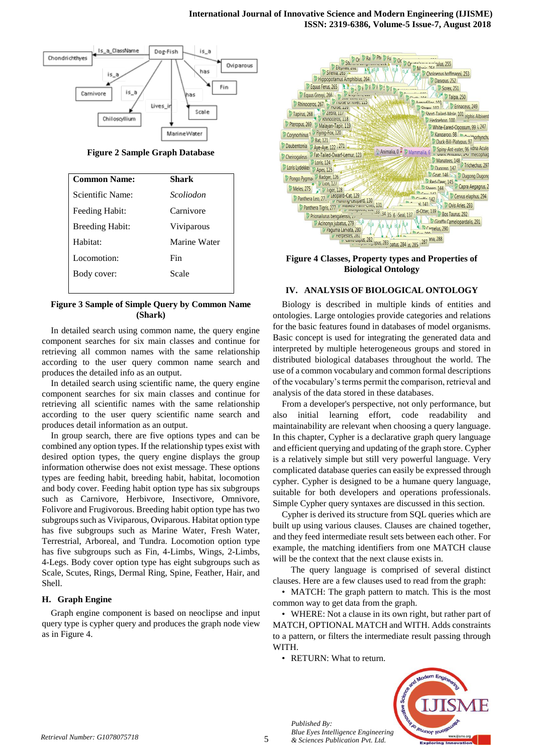Figure 2 Sample Graph Database

| Common Name: | Shark |
|---|---|
| Scientific Name: | *Scoliodon* |
| Feeding Habit: | Carnivore |
| Breeding Habit: | Viviparous |
| Habitat: | Marine Water |
| Locomotion: | Fin |
| Body cover: | Scale |

**Figure 3 Sample of Simple Query by Common Name (Shark)**

In detailed search using common name, the query engine component searches for six main classes and continue for retrieving all common names with the same relationship according to the user query common name search and produces the detailed info as an output.

In detailed search using scientific name, the query engine component searches for six main classes and continue for retrieving all scientific names with the same relationship according to the user query scientific name search and produces detail information as an output.

In group search, there are five options types and can be combined any option types. If the relationship types exist with desired option types, the query engine displays the group information otherwise does not exist message. These options types are feeding habit, breeding habit, habitat, locomotion and body cover. Feeding habit option type has six subgroups such as Carnivore, Herbivore, Insectivore, Omnivore, Folivore and Frugivorous. Breeding habit option type has two subgroups such as Viviparous, Oviparous. Habitat option type has five subgroups such as Marine Water, Fresh Water, Terrestrial, Arboreal, and Tundra. Locomotion option type has five subgroups such as Fin, 4-Limbs, Wings, 2-Limbs, 4-Legs. Body cover option type has eight subgroups such as Scale, Scutes, Rings, Dermal Ring, Spine, Feather, Hair, and Shell.

### H. Graph Engine

Graph engine component is based on neoclipse and input query type is cypher query and produces the graph node view as in Figure 4.

**Figure 4 Classes, Property types and Properties of Biological Ontology**

## IV. ANALYSIS OF BIOLOGICAL ONTOLOGY

Biology is described in multiple kinds of entities and ontologies. Large ontologies provide categories and relations for the basic features found in databases of model organisms. Basic concept is used for integrating the generated data and interpreted by multiple heterogeneous groups and stored in distributed biological databases throughout the world. The use of a common vocabulary and common formal descriptions of the vocabulary's terms permit the comparison, retrieval and analysis of the data stored in these databases.

From a developer's perspective, not only performance, but also initial learning effort, code readability and maintainability are relevant when choosing a query language. In this chapter, Cypher is a declarative graph query language and efficient querying and updating of the graph store. Cypher is a relatively simple but still very powerful language. Very complicated database queries can easily be expressed through cypher. Cypher is designed to be a humane query language, suitable for both developers and operations professionals. Simple Cypher query syntaxes are discussed in this section.

Cypher is derived its structure from SQL queries which are built up using various clauses. Clauses are chained together, and they feed intermediate result sets between each other. For example, the matching identifiers from one MATCH clause will be the context that the next clause exists in.

The query language is comprised of several distinct clauses. Here are a few clauses used to read from the graph:

- MATCH: The graph pattern to match. This is the most common way to get data from the graph.
- WHERE: Not a clause in its own right, but rather part of MATCH, OPTIONAL MATCH and WITH. Adds constraints to a pattern, or filters the intermediate result passing through WITH.
- RETURN: What to return.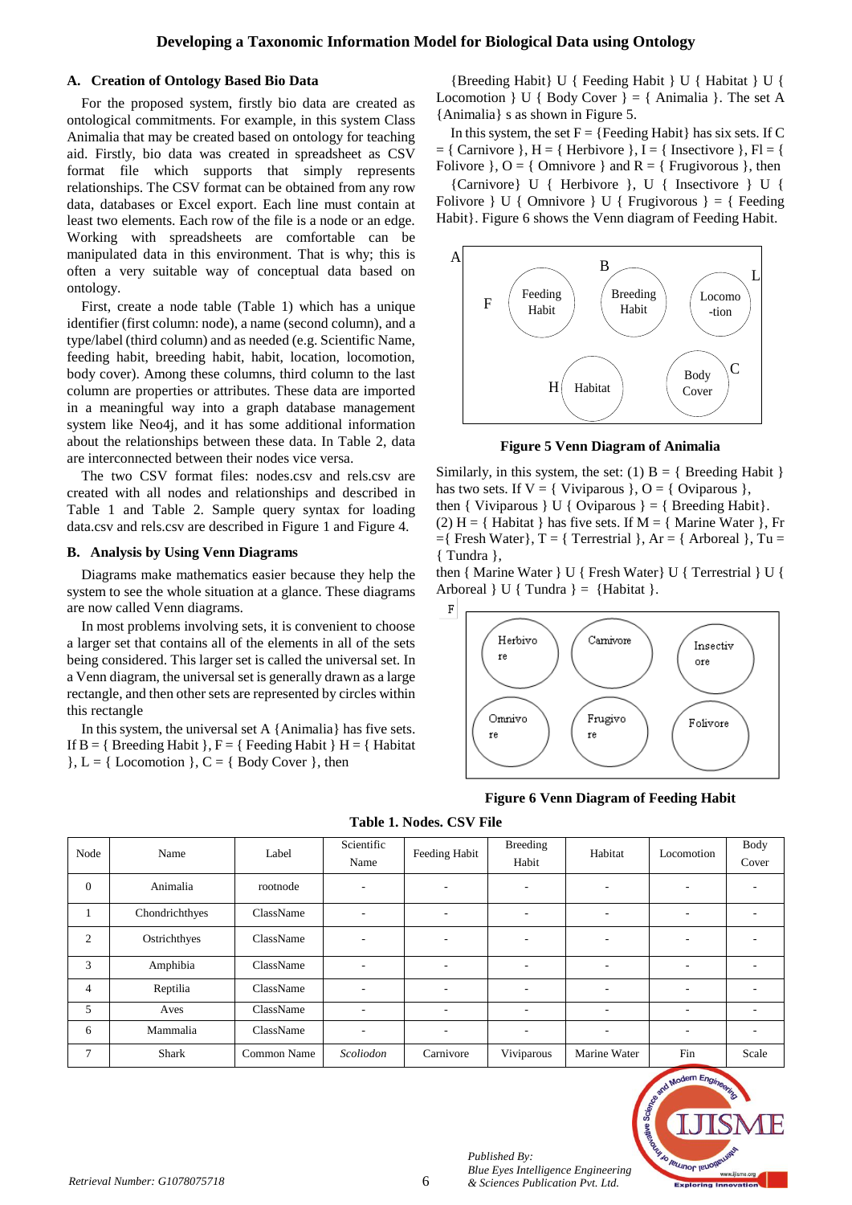### A. Creation of Ontology Based Bio Data

For the proposed system, firstly bio data are created as ontological commitments. For example, in this system Class Animalia that may be created based on ontology for teaching aid. Firstly, bio data was created in spreadsheet as CSV format file which supports that simply represents relationships. The CSV format can be obtained from any row data, databases or Excel export. Each line must contain at least two elements. Each row of the file is a node or an edge. Working with spreadsheets are comfortable can be manipulated data in this environment. That is why; this is often a very suitable way of conceptual data based on ontology.

First, create a node table (Table 1) which has a unique identifier (first column: node), a name (second column), and a type/label (third column) and as needed (e.g. Scientific Name, feeding habit, breeding habit, habit, location, locomotion, body cover). Among these columns, third column to the last column are properties or attributes. These data are imported in a meaningful way into a graph database management system like Neo4j, and it has some additional information about the relationships between these data. In Table 2, data are interconnected between their nodes vice versa.

The two CSV format files: nodes.csv and rels.csv are created with all nodes and relationships and described in Table 1 and Table 2. Sample query syntax for loading data.csv and rels.csv are described in Figure 1 and Figure 4.

### B. Analysis by Using Venn Diagrams

Diagrams make mathematics easier because they help the system to see the whole situation at a glance. These diagrams are now called Venn diagrams.

In most problems involving sets, it is convenient to choose a larger set that contains all of the elements in all of the sets being considered. This larger set is called the universal set. In a Venn diagram, the universal set is generally drawn as a large rectangle, and then other sets are represented by circles within this rectangle

In this system, the universal set A {Animalia} has five sets. If B = { Breeding Habit }, F = { Feeding Habit } H = { Habitat }, L = { Locomotion }, C = { Body Cover }, then

{Breeding Habit} U { Feeding Habit } U { Habitat } U { Locomotion } U { Body Cover } = { Animalia }. The set A {Animalia} s as shown in Figure 5.

In this system, the set F = {Feeding Habit} has six sets. If C = { Carnivore }, H = { Herbivore }, I = { Insectivore }, Fl = { Folivore }, O = { Omnivore } and R = { Frugivorous }, then

{Carnivore} U { Herbivore }, U { Insectivore } U { Folivore } U { Omnivore } U { Frugivorous } = { Feeding Habit}. Figure 6 shows the Venn diagram of Feeding Habit.

A — B, L, F, H, C: Feeding Habit, Breeding Habit, Locomo-tion, Habitat, Body Cover

**Figure 5 Venn Diagram of Animalia**

Similarly, in this system, the set: (1) B = { Breeding Habit } has two sets. If V = { Viviparous }, O = { Oviparous }, then { Viviparous } U { Oviparous } = { Breeding Habit}.
(2) H = { Habitat } has five sets. If M = { Marine Water }, Fr ={ Fresh Water}, T = { Terrestrial }, Ar = { Arboreal }, Tu = { Tundra },
then { Marine Water } U { Fresh Water} U { Terrestrial } U { Arboreal } U { Tundra } = {Habitat }.

F — Herbivore, Carnivore, Insectivore, Omnivore, Frugivore, Folivore

**Figure 6 Venn Diagram of Feeding Habit**

**Table 1. Nodes. CSV File**

| Node | Name | Label | Scientific Name | Feeding Habit | Breeding Habit | Habitat | Locomotion | Body Cover |
|---|---|---|---|---|---|---|---|---|
| 0 | Animalia | rootnode | - | - | - | - | - | - |
| 1 | Chondrichthyes | ClassName | - | - | - | - | - | - |
| 2 | Ostrichthyes | ClassName | - | - | - | - | - | - |
| 3 | Amphibia | ClassName | - | - | - | - | - | - |
| 4 | Reptilia | ClassName | - | - | - | - | - | - |
| 5 | Aves | ClassName | - | - | - | - | - | - |
| 6 | Mammalia | ClassName | - | - | - | - | - | - |
| 7 | Shark | Common Name | *Scoliodon* | Carnivore | Viviparous | Marine Water | Fin | Scale |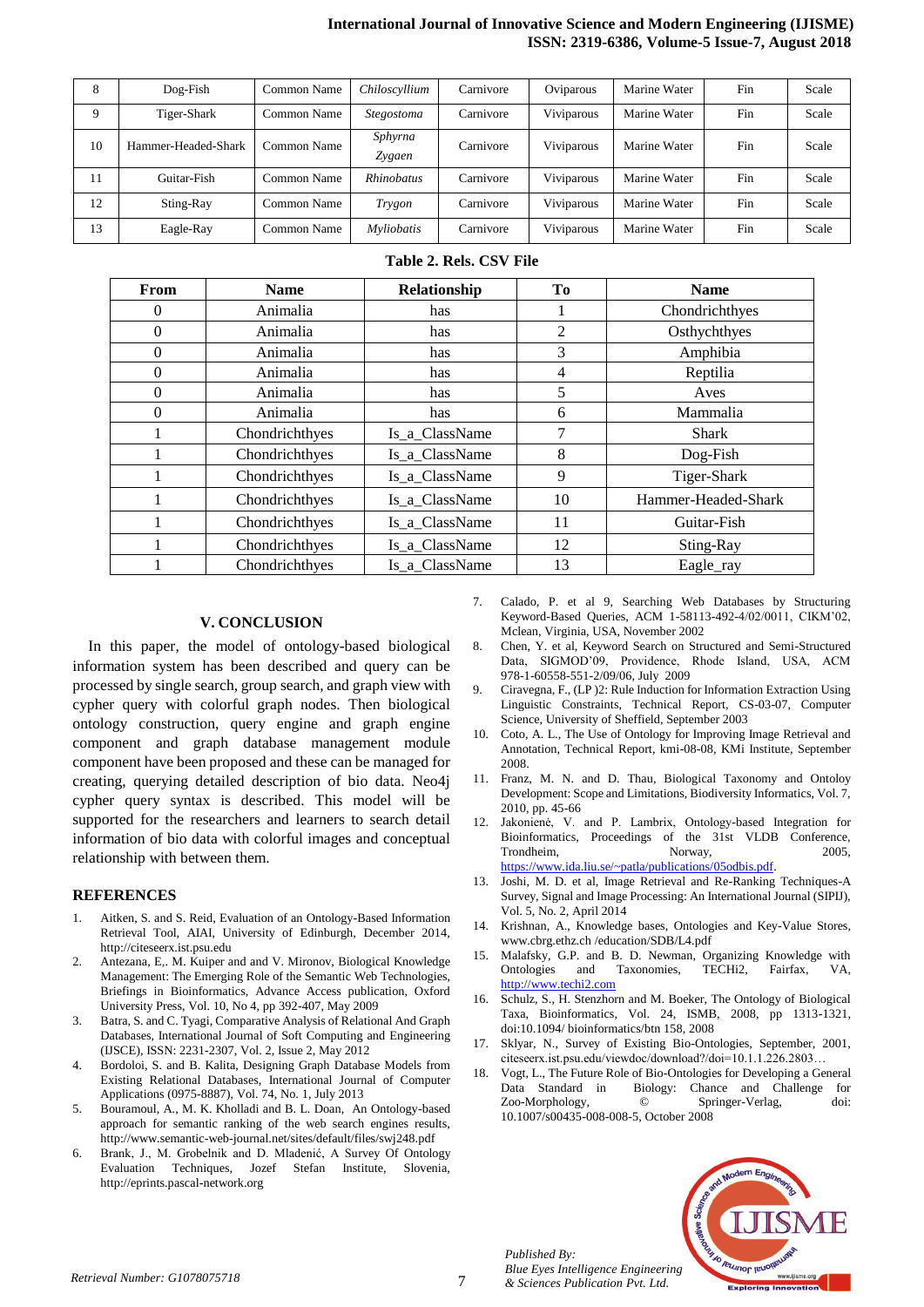| 8 | Dog-Fish | Common Name | *Chiloscyllium* | Carnivore | Oviparous | Marine Water | Fin | Scale |
|---|---|---|---|---|---|---|---|---|
| 9 | Tiger-Shark | Common Name | *Stegostoma* | Carnivore | Viviparous | Marine Water | Fin | Scale |
| 10 | Hammer-Headed-Shark | Common Name | *Sphyrna Zygaen* | Carnivore | Viviparous | Marine Water | Fin | Scale |
| 11 | Guitar-Fish | Common Name | *Rhinobatus* | Carnivore | Viviparous | Marine Water | Fin | Scale |
| 12 | Sting-Ray | Common Name | *Trygon* | Carnivore | Viviparous | Marine Water | Fin | Scale |
| 13 | Eagle-Ray | Common Name | *Myliobatis* | Carnivore | Viviparous | Marine Water | Fin | Scale |

**Table 2. Rels. CSV File**

| From | Name | Relationship | To | Name |
|---|---|---|---|---|
| 0 | Animalia | has | 1 | Chondrichthyes |
| 0 | Animalia | has | 2 | Osthychthyes |
| 0 | Animalia | has | 3 | Amphibia |
| 0 | Animalia | has | 4 | Reptilia |
| 0 | Animalia | has | 5 | Aves |
| 0 | Animalia | has | 6 | Mammalia |
| 1 | Chondrichthyes | Is_a_ClassName | 7 | Shark |
| 1 | Chondrichthyes | Is_a_ClassName | 8 | Dog-Fish |
| 1 | Chondrichthyes | Is_a_ClassName | 9 | Tiger-Shark |
| 1 | Chondrichthyes | Is_a_ClassName | 10 | Hammer-Headed-Shark |
| 1 | Chondrichthyes | Is_a_ClassName | 11 | Guitar-Fish |
| 1 | Chondrichthyes | Is_a_ClassName | 12 | Sting-Ray |
| 1 | Chondrichthyes | Is_a_ClassName | 13 | Eagle_ray |

## V. CONCLUSION

In this paper, the model of ontology-based biological information system has been described and query can be processed by single search, group search, and graph view with cypher query with colorful graph nodes. Then biological ontology construction, query engine and graph engine component and graph database management module component have been proposed and these can be managed for creating, querying detailed description of bio data. Neo4j cypher query syntax is described. This model will be supported for the researchers and learners to search detail information of bio data with colorful images and conceptual relationship with between them.

## REFERENCES

1. Aitken, S. and S. Reid, Evaluation of an Ontology-Based Information Retrieval Tool, AIAI, University of Edinburgh, December 2014, http://citeseerx.ist.psu.edu
2. Antezana, E,. M. Kuiper and and V. Mironov, Biological Knowledge Management: The Emerging Role of the Semantic Web Technologies, Briefings in Bioinformatics, Advance Access publication, Oxford University Press, Vol. 10, No 4, pp 392-407, May 2009
3. Batra, S. and C. Tyagi, Comparative Analysis of Relational And Graph Databases, International Journal of Soft Computing and Engineering (IJSCE), ISSN: 2231-2307, Vol. 2, Issue 2, May 2012
4. Bordoloi, S. and B. Kalita, Designing Graph Database Models from Existing Relational Databases, International Journal of Computer Applications (0975-8887), Vol. 74, No. 1, July 2013
5. Bouramoul, A., M. K. Kholladi and B. L. Doan, An Ontology-based approach for semantic ranking of the web search engines results, http://www.semantic-web-journal.net/sites/default/files/swj248.pdf
6. Brank, J., M. Grobelnik and D. Mladenić, A Survey Of Ontology Evaluation Techniques, Jozef Stefan Institute, Slovenia, http://eprints.pascal-network.org
7. Calado, P. et al 9, Searching Web Databases by Structuring Keyword-Based Queries, ACM 1-58113-492-4/02/0011, CIKM'02, Mclean, Virginia, USA, November 2002
8. Chen, Y. et al, Keyword Search on Structured and Semi-Structured Data, SIGMOD'09, Providence, Rhode Island, USA, ACM 978-1-60558-551-2/09/06, July 2009
9. Ciravegna, F., (LP )2: Rule Induction for Information Extraction Using Linguistic Constraints, Technical Report, CS-03-07, Computer Science, University of Sheffield, September 2003
10. Coto, A. L., The Use of Ontology for Improving Image Retrieval and Annotation, Technical Report, kmi-08-08, KMi Institute, September 2008.
11. Franz, M. N. and D. Thau, Biological Taxonomy and Ontoloy Development: Scope and Limitations, Biodiversity Informatics, Vol. 7, 2010, pp. 45-66
12. Jakonienė, V. and P. Lambrix, Ontology-based Integration for Bioinformatics, Proceedings of the 31st VLDB Conference, Trondheim, Norway, 2005, https://www.ida.liu.se/~patla/publications/05odbis.pdf.
13. Joshi, M. D. et al, Image Retrieval and Re-Ranking Techniques-A Survey, Signal and Image Processing: An International Journal (SIPIJ), Vol. 5, No. 2, April 2014
14. Krishnan, A., Knowledge bases, Ontologies and Key-Value Stores, www.cbrg.ethz.ch /education/SDB/L4.pdf
15. Malafsky, G.P. and B. D. Newman, Organizing Knowledge with Ontologies and Taxonomies, TECHi2, Fairfax, VA, http://www.techi2.com
16. Schulz, S., H. Stenzhorn and M. Boeker, The Ontology of Biological Taxa, Bioinformatics, Vol. 24, ISMB, 2008, pp 1313-1321, doi:10.1094/ bioinformatics/btn 158, 2008
17. Sklyar, N., Survey of Existing Bio-Ontologies, September, 2001, citeseerx.ist.psu.edu/viewdoc/download?/doi=10.1.1.226.2803…
18. Vogt, L., The Future Role of Bio-Ontologies for Developing a General Data Standard in Biology: Chance and Challenge for Zoo-Morphology, © Springer-Verlag, doi: 10.1007/s00435-008-008-5, October 2008